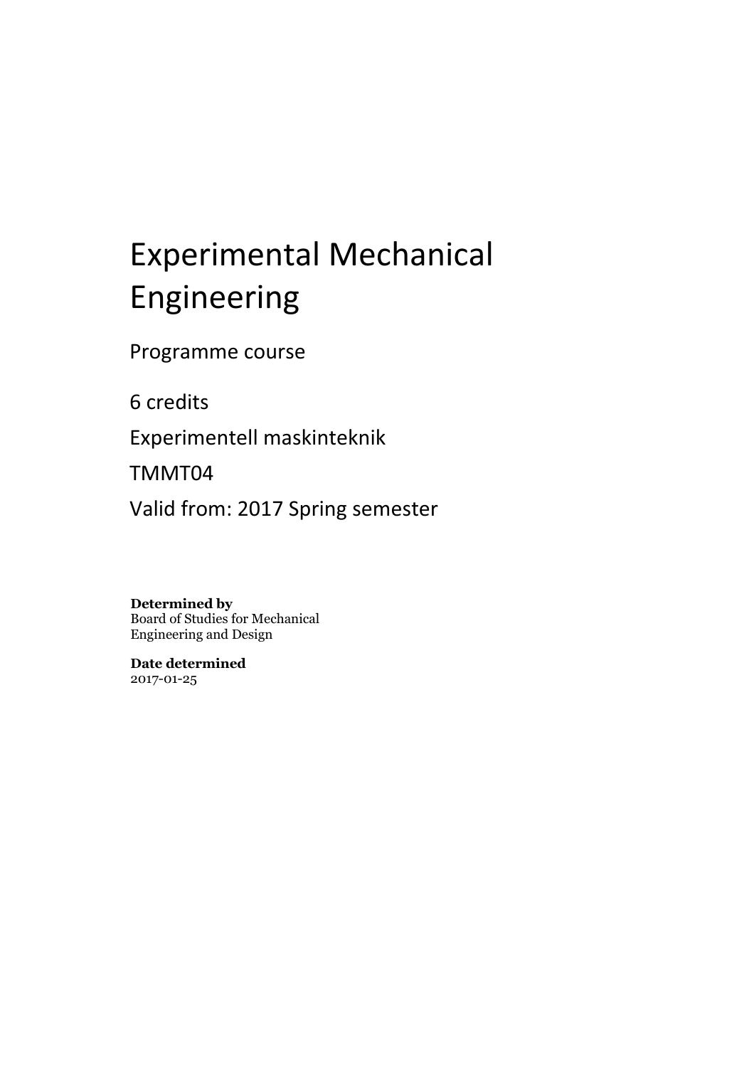# Experimental Mechanical Engineering

Programme course

6 credits

Experimentell maskinteknik

TMMT04

Valid from: 2017 Spring semester

**Determined by**
Board of Studies for Mechanical Engineering and Design

**Date determined**
2017-01-25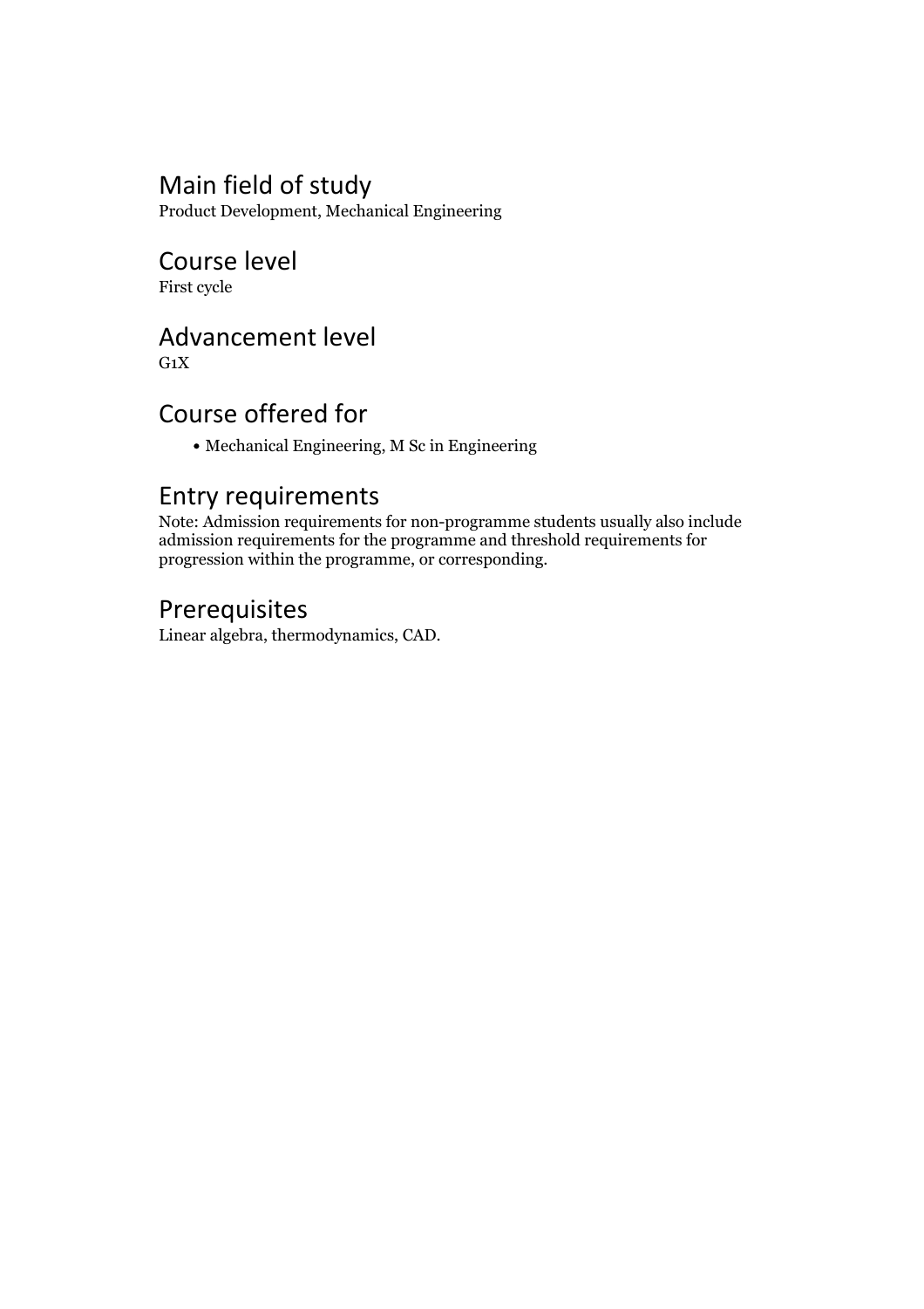## Main field of study

Product Development, Mechanical Engineering

## Course level

First cycle

## Advancement level

G1X

## Course offered for

- Mechanical Engineering, M Sc in Engineering

## Entry requirements

Note: Admission requirements for non-programme students usually also include admission requirements for the programme and threshold requirements for progression within the programme, or corresponding.

## Prerequisites

Linear algebra, thermodynamics, CAD.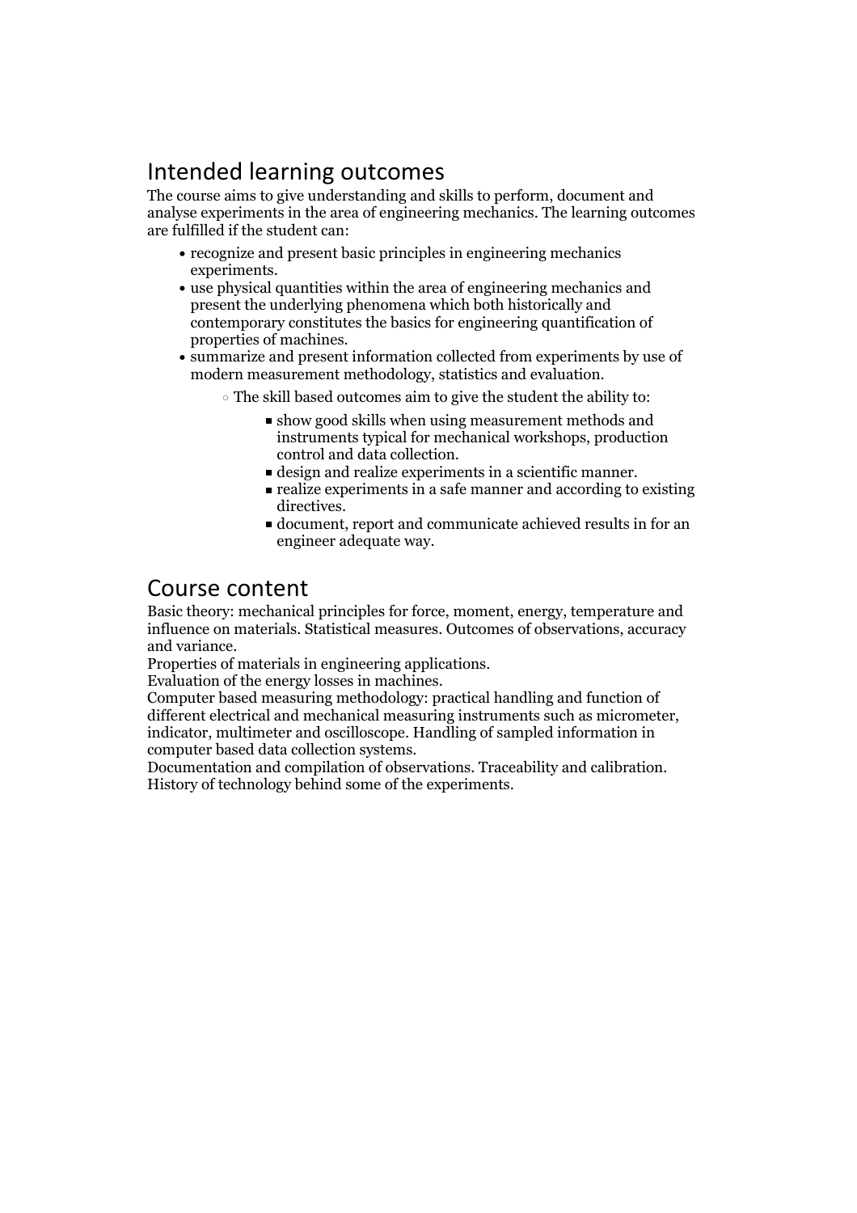## Intended learning outcomes

The course aims to give understanding and skills to perform, document and analyse experiments in the area of engineering mechanics. The learning outcomes are fulfilled if the student can:

- recognize and present basic principles in engineering mechanics experiments.
- use physical quantities within the area of engineering mechanics and present the underlying phenomena which both historically and contemporary constitutes the basics for engineering quantification of properties of machines.
- summarize and present information collected from experiments by use of modern measurement methodology, statistics and evaluation.
    - The skill based outcomes aim to give the student the ability to:
        - show good skills when using measurement methods and instruments typical for mechanical workshops, production control and data collection.
        - design and realize experiments in a scientific manner.
        - realize experiments in a safe manner and according to existing directives.
        - document, report and communicate achieved results in for an engineer adequate way.

## Course content

Basic theory: mechanical principles for force, moment, energy, temperature and influence on materials. Statistical measures. Outcomes of observations, accuracy and variance.
Properties of materials in engineering applications.
Evaluation of the energy losses in machines.
Computer based measuring methodology: practical handling and function of different electrical and mechanical measuring instruments such as micrometer, indicator, multimeter and oscilloscope. Handling of sampled information in computer based data collection systems.
Documentation and compilation of observations. Traceability and calibration.
History of technology behind some of the experiments.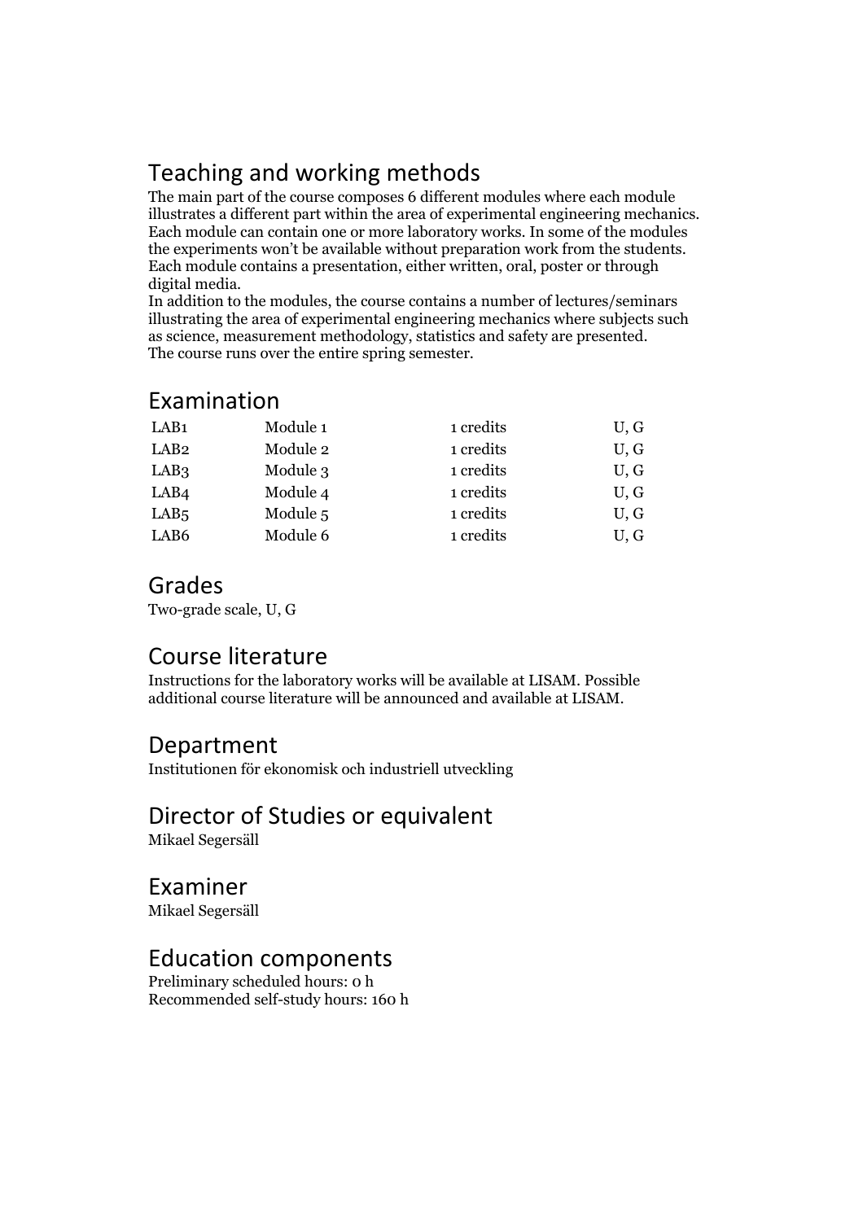## Teaching and working methods

The main part of the course composes 6 different modules where each module illustrates a different part within the area of experimental engineering mechanics. Each module can contain one or more laboratory works. In some of the modules the experiments won't be available without preparation work from the students. Each module contains a presentation, either written, oral, poster or through digital media.
In addition to the modules, the course contains a number of lectures/seminars illustrating the area of experimental engineering mechanics where subjects such as science, measurement methodology, statistics and safety are presented.
The course runs over the entire spring semester.

## Examination

| | | | |
|---|---|---|---|
| LAB1 | Module 1 | 1 credits | U, G |
| LAB2 | Module 2 | 1 credits | U, G |
| LAB3 | Module 3 | 1 credits | U, G |
| LAB4 | Module 4 | 1 credits | U, G |
| LAB5 | Module 5 | 1 credits | U, G |
| LAB6 | Module 6 | 1 credits | U, G |

## Grades

Two-grade scale, U, G

## Course literature

Instructions for the laboratory works will be available at LISAM. Possible additional course literature will be announced and available at LISAM.

## Department

Institutionen för ekonomisk och industriell utveckling

## Director of Studies or equivalent

Mikael Segersäll

## Examiner

Mikael Segersäll

## Education components

Preliminary scheduled hours: 0 h
Recommended self-study hours: 160 h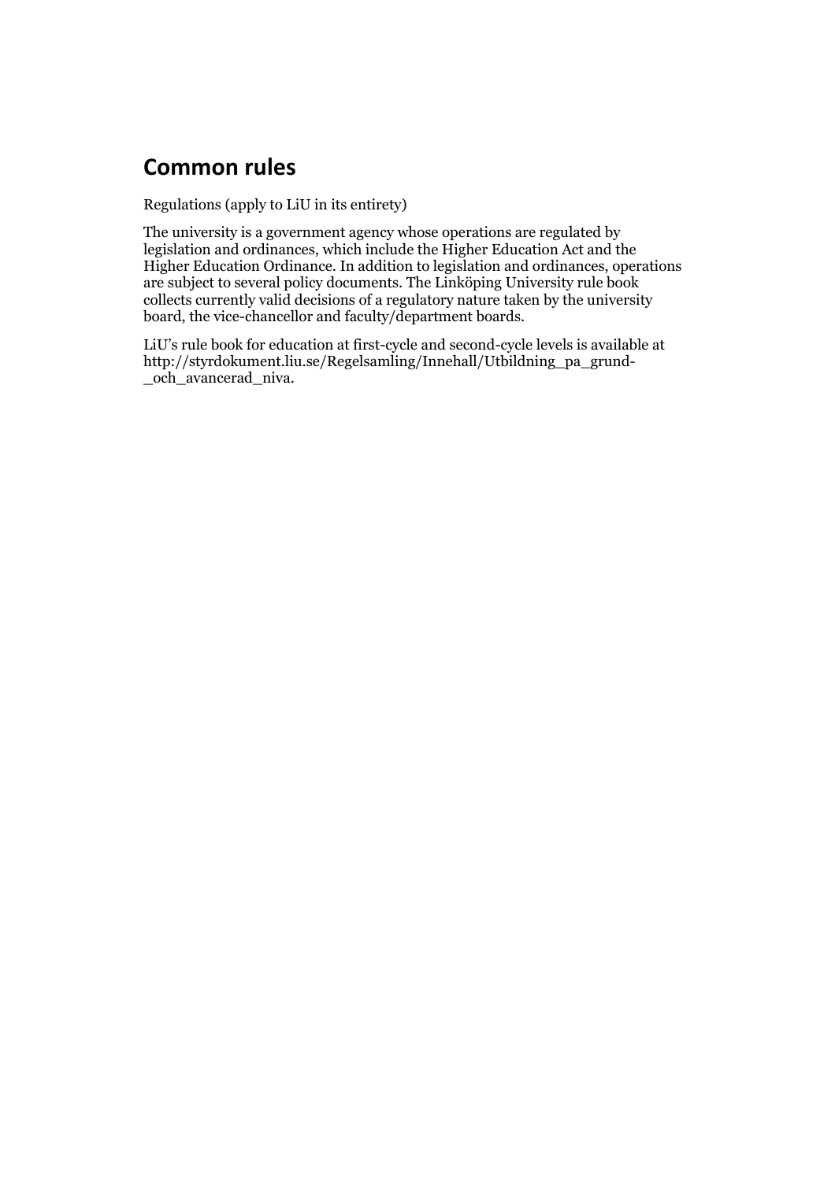## Common rules

Regulations (apply to LiU in its entirety)

The university is a government agency whose operations are regulated by legislation and ordinances, which include the Higher Education Act and the Higher Education Ordinance. In addition to legislation and ordinances, operations are subject to several policy documents. The Linköping University rule book collects currently valid decisions of a regulatory nature taken by the university board, the vice-chancellor and faculty/department boards.

LiU's rule book for education at first-cycle and second-cycle levels is available at http://styrdokument.liu.se/Regelsamling/Innehall/Utbildning_pa_grund-_och_avancerad_niva.